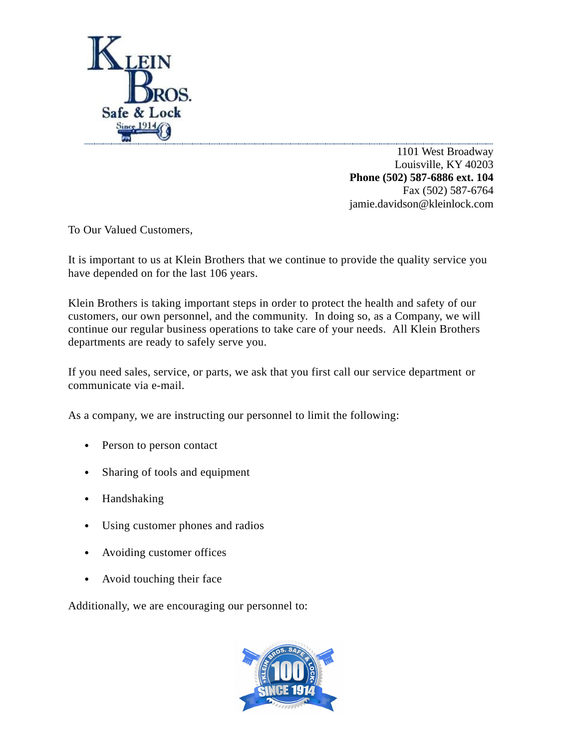1101 West Broadway
Louisville, KY 40203
**Phone (502) 587-6886 ext. 104**
Fax (502) 587-6764
jamie.davidson@kleinlock.com

To Our Valued Customers,

It is important to us at Klein Brothers that we continue to provide the quality service you have depended on for the last 106 years.

Klein Brothers is taking important steps in order to protect the health and safety of our customers, our own personnel, and the community. In doing so, as a Company, we will continue our regular business operations to take care of your needs. All Klein Brothers departments are ready to safely serve you.

If you need sales, service, or parts, we ask that you first call our service department or communicate via e-mail.

As a company, we are instructing our personnel to limit the following:

- Person to person contact
- Sharing of tools and equipment
- Handshaking
- Using customer phones and radios
- Avoiding customer offices
- Avoid touching their face

Additionally, we are encouraging our personnel to: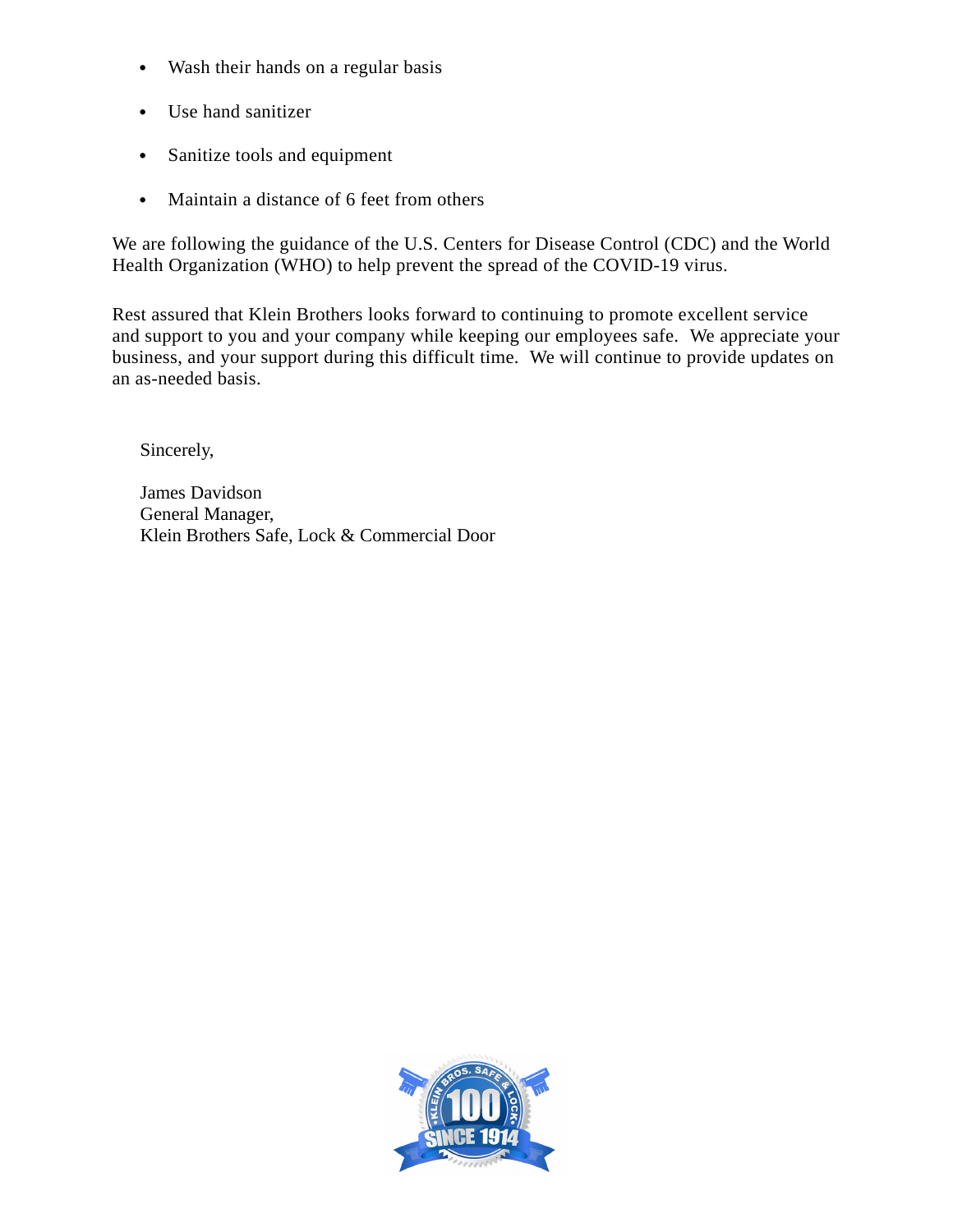- Wash their hands on a regular basis
- Use hand sanitizer
- Sanitize tools and equipment
- Maintain a distance of 6 feet from others

We are following the guidance of the U.S. Centers for Disease Control (CDC) and the World Health Organization (WHO) to help prevent the spread of the COVID-19 virus.

Rest assured that Klein Brothers looks forward to continuing to promote excellent service and support to you and your company while keeping our employees safe. We appreciate your business, and your support during this difficult time. We will continue to provide updates on an as-needed basis.

Sincerely,

James Davidson
General Manager,
Klein Brothers Safe, Lock & Commercial Door